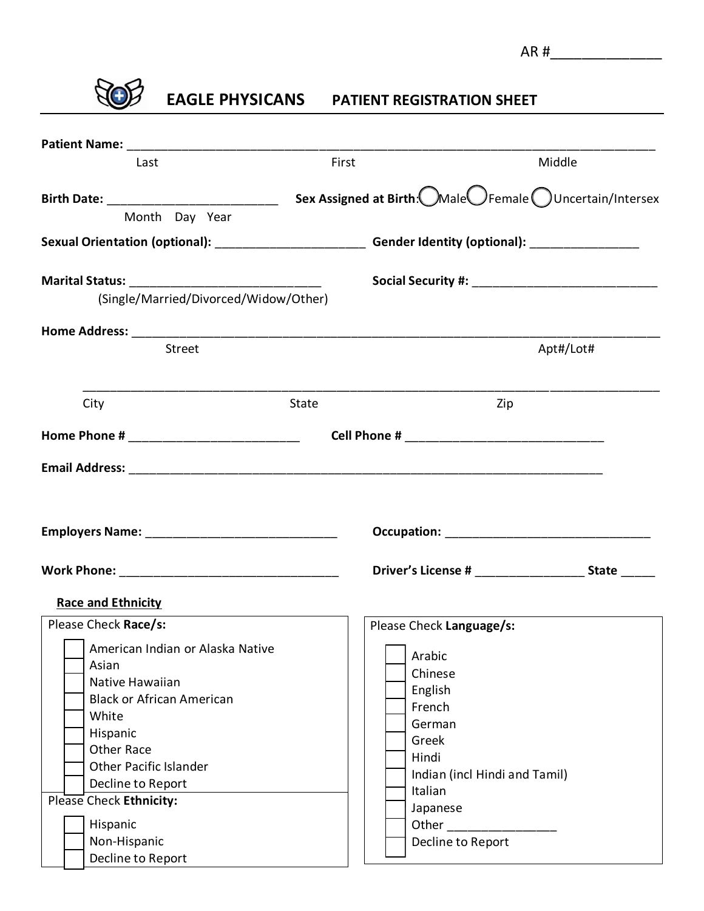AR #_____________

# EAGLE PHYSICANS PATIENT REGISTRATION SHEET

**Patient Name:** ___________________________________________________________________________

Last First Middle

**Birth Date:** ________________________ **Sex Assigned at Birth:** ◯ Male ◯ Female ◯ Uncertain/Intersex

Month Day Year

**Sexual Orientation (optional):** _____________________ **Gender Identity (optional):** _______________

**Marital Status:** ___________________________ **Social Security #:** ___________________________

(Single/Married/Divorced/Widow/Other)

**Home Address:** ___________________________________________________________________________

Street Apt#/Lot#

_______________________________________________________________________________________

City State Zip

**Home Phone #** ________________________ **Cell Phone #** _____________________________

**Email Address:** ______________________________________________________________________

**Employers Name:** ____________________________ **Occupation:** ______________________________

**Work Phone:** ________________________________ **Driver's License #** _______________ **State** _____

**Race and Ethnicity**

Please Check **Race/s:**

- ☐ American Indian or Alaska Native
- ☐ Asian
- ☐ Native Hawaiian
- ☐ Black or African American
- ☐ White
- ☐ Hispanic
- ☐ Other Race
- ☐ Other Pacific Islander
- ☐ Decline to Report

Please Check **Ethnicity:**

- ☐ Hispanic
- ☐ Non-Hispanic
- ☐ Decline to Report

Please Check **Language/s:**

- ☐ Arabic
- ☐ Chinese
- ☐ English
- ☐ French
- ☐ German
- ☐ Greek
- ☐ Hindi
- ☐ Indian (incl Hindi and Tamil)
- ☐ Italian
- ☐ Japanese
- ☐ Other _______________
- ☐ Decline to Report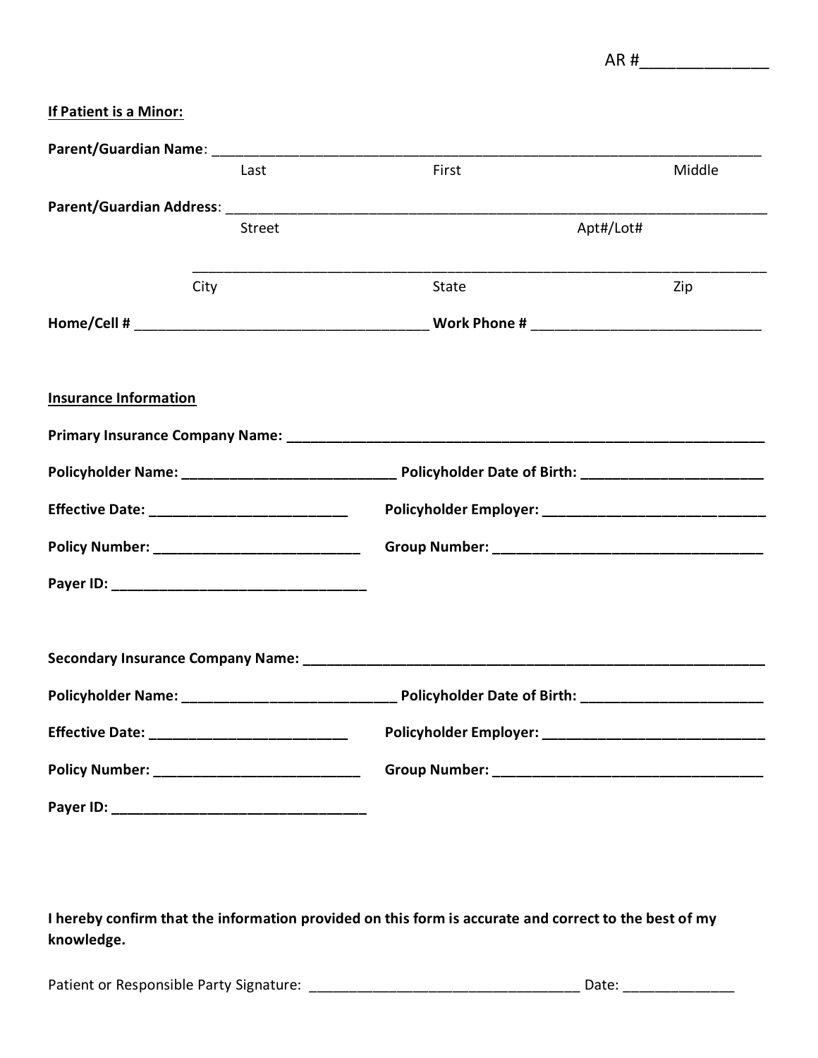AR #______________

**<u>If Patient is a Minor:</u>**

**Parent/Guardian Name**: ___________________________________________________________________________

Last First Middle

**Parent/Guardian Address**: __________________________________________________________________________

Street Apt#/Lot#

___________________________________________________________________________

City State Zip

**Home/Cell #** _______________________________________ **Work Phone #** _____________________________

**<u>Insurance Information</u>**

**Primary Insurance Company Name:** _______________________________________________________________

**Policyholder Name:** ____________________________ **Policyholder Date of Birth:** ________________________

**Effective Date:** __________________________ **Policyholder Employer:** _____________________________

**Policy Number:** ___________________________ **Group Number:** ___________________________________

**Payer ID:** __________________________________

**Secondary Insurance Company Name:** _____________________________________________________________

**Policyholder Name:** ____________________________ **Policyholder Date of Birth:** ________________________

**Effective Date:** __________________________ **Policyholder Employer:** _____________________________

**Policy Number:** ___________________________ **Group Number:** ___________________________________

**Payer ID:** __________________________________

**I hereby confirm that the information provided on this form is accurate and correct to the best of my knowledge.**

Patient or Responsible Party Signature: ___________________________________ Date: ______________